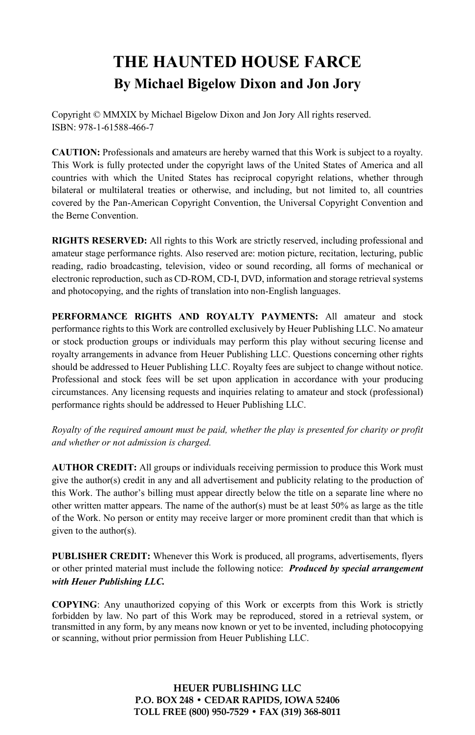# THE HAUNTED HOUSE FARCE

## By Michael Bigelow Dixon and Jon Jory

Copyright © MMXIX by Michael Bigelow Dixon and Jon Jory All rights reserved.
ISBN: 978-1-61588-466-7

**CAUTION:** Professionals and amateurs are hereby warned that this Work is subject to a royalty. This Work is fully protected under the copyright laws of the United States of America and all countries with which the United States has reciprocal copyright relations, whether through bilateral or multilateral treaties or otherwise, and including, but not limited to, all countries covered by the Pan-American Copyright Convention, the Universal Copyright Convention and the Berne Convention.

**RIGHTS RESERVED:** All rights to this Work are strictly reserved, including professional and amateur stage performance rights. Also reserved are: motion picture, recitation, lecturing, public reading, radio broadcasting, television, video or sound recording, all forms of mechanical or electronic reproduction, such as CD-ROM, CD-I, DVD, information and storage retrieval systems and photocopying, and the rights of translation into non-English languages.

**PERFORMANCE RIGHTS AND ROYALTY PAYMENTS:** All amateur and stock performance rights to this Work are controlled exclusively by Heuer Publishing LLC. No amateur or stock production groups or individuals may perform this play without securing license and royalty arrangements in advance from Heuer Publishing LLC. Questions concerning other rights should be addressed to Heuer Publishing LLC. Royalty fees are subject to change without notice. Professional and stock fees will be set upon application in accordance with your producing circumstances. Any licensing requests and inquiries relating to amateur and stock (professional) performance rights should be addressed to Heuer Publishing LLC.

*Royalty of the required amount must be paid, whether the play is presented for charity or profit and whether or not admission is charged.*

**AUTHOR CREDIT:** All groups or individuals receiving permission to produce this Work must give the author(s) credit in any and all advertisement and publicity relating to the production of this Work. The author's billing must appear directly below the title on a separate line where no other written matter appears. The name of the author(s) must be at least 50% as large as the title of the Work. No person or entity may receive larger or more prominent credit than that which is given to the author(s).

**PUBLISHER CREDIT:** Whenever this Work is produced, all programs, advertisements, flyers or other printed material must include the following notice: ***Produced by special arrangement with Heuer Publishing LLC.***

**COPYING**: Any unauthorized copying of this Work or excerpts from this Work is strictly forbidden by law. No part of this Work may be reproduced, stored in a retrieval system, or transmitted in any form, by any means now known or yet to be invented, including photocopying or scanning, without prior permission from Heuer Publishing LLC.

**HEUER PUBLISHING LLC**
**P.O. BOX 248 • CEDAR RAPIDS, IOWA 52406**
**TOLL FREE (800) 950-7529 • FAX (319) 368-8011**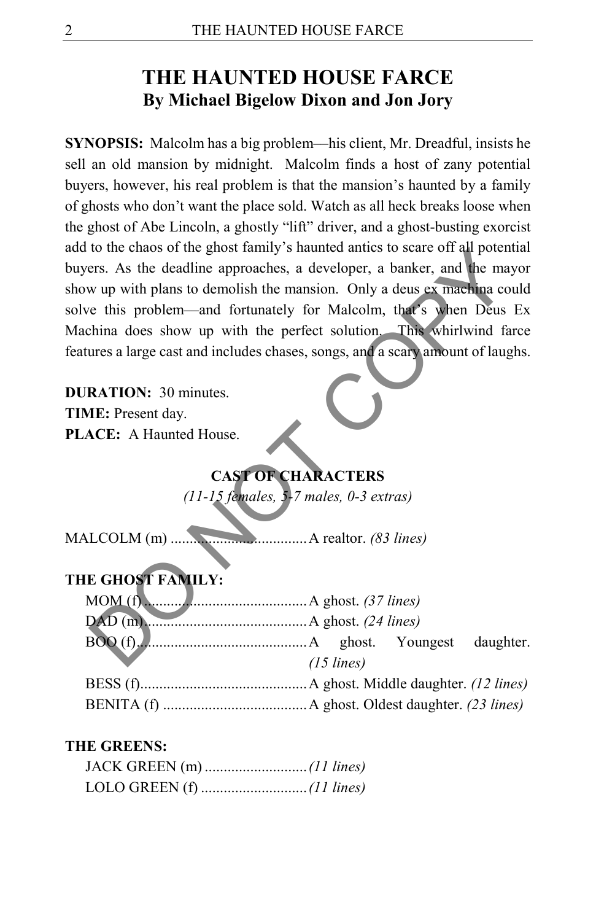# THE HAUNTED HOUSE FARCE
## By Michael Bigelow Dixon and Jon Jory

**SYNOPSIS:** Malcolm has a big problem—his client, Mr. Dreadful, insists he sell an old mansion by midnight. Malcolm finds a host of zany potential buyers, however, his real problem is that the mansion's haunted by a family of ghosts who don't want the place sold. Watch as all heck breaks loose when the ghost of Abe Lincoln, a ghostly "lift" driver, and a ghost-busting exorcist add to the chaos of the ghost family's haunted antics to scare off all potential buyers. As the deadline approaches, a developer, a banker, and the mayor show up with plans to demolish the mansion. Only a deus ex machina could solve this problem—and fortunately for Malcolm, that's when Deus Ex Machina does show up with the perfect solution. This whirlwind farce features a large cast and includes chases, songs, and a scary amount of laughs.

**DURATION:** 30 minutes.
**TIME:** Present day.
**PLACE:** A Haunted House.

### CAST OF CHARACTERS
*(11-15 females, 5-7 males, 0-3 extras)*

MALCOLM (m) .................................... A realtor. *(83 lines)*

**THE GHOST FAMILY:**

- MOM (f) ........................................... A ghost. *(37 lines)*
- DAD (m) ........................................... A ghost. *(24 lines)*
- BOO (f) ............................................. A ghost. Youngest daughter. *(15 lines)*
- BESS (f) ............................................ A ghost. Middle daughter. *(12 lines)*
- BENITA (f) ...................................... A ghost. Oldest daughter. *(23 lines)*

**THE GREENS:**

- JACK GREEN (m) ........................... *(11 lines)*
- LOLO GREEN (f) ............................ *(11 lines)*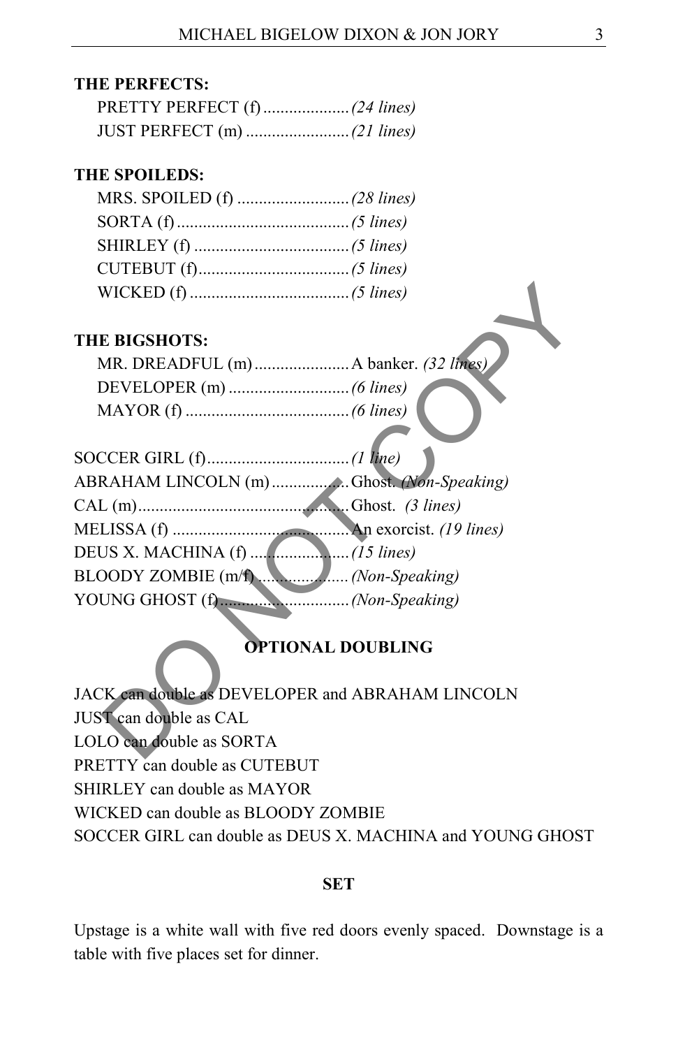**THE PERFECTS:**

PRETTY PERFECT (f) .................... *(24 lines)*
JUST PERFECT (m) ........................ *(21 lines)*

**THE SPOILEDS:**

MRS. SPOILED (f) .......................... *(28 lines)*
SORTA (f) ........................................ *(5 lines)*
SHIRLEY (f) .................................... *(5 lines)*
CUTEBUT (f)................................... *(5 lines)*
WICKED (f) ..................................... *(5 lines)*

**THE BIGSHOTS:**

MR. DREADFUL (m) ...................... A banker. *(32 lines)*
DEVELOPER (m) ............................ *(6 lines)*
MAYOR (f) ...................................... *(6 lines)*

SOCCER GIRL (f)................................. *(1 line)*
ABRAHAM LINCOLN (m) .................. Ghost. *(Non-Speaking)*
CAL (m)................................................... Ghost. *(3 lines)*
MELISSA (f) ......................................... An exorcist. *(19 lines)*
DEUS X. MACHINA (f) ....................... *(15 lines)*
BLOODY ZOMBIE (m/f) ..................... *(Non-Speaking)*
YOUNG GHOST (f).............................. *(Non-Speaking)*

## OPTIONAL DOUBLING

JACK can double as DEVELOPER and ABRAHAM LINCOLN
JUST can double as CAL
LOLO can double as SORTA
PRETTY can double as CUTEBUT
SHIRLEY can double as MAYOR
WICKED can double as BLOODY ZOMBIE
SOCCER GIRL can double as DEUS X. MACHINA and YOUNG GHOST

## SET

Upstage is a white wall with five red doors evenly spaced. Downstage is a table with five places set for dinner.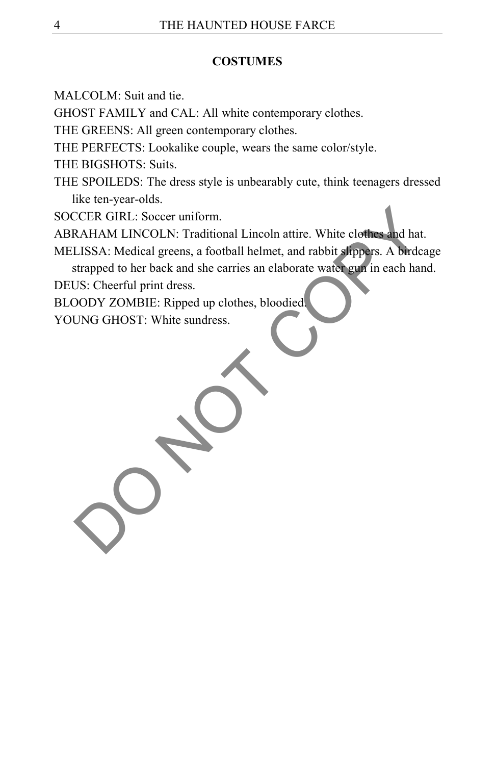## COSTUMES

MALCOLM: Suit and tie.

GHOST FAMILY and CAL: All white contemporary clothes.

THE GREENS: All green contemporary clothes.

THE PERFECTS: Lookalike couple, wears the same color/style.

THE BIGSHOTS: Suits.

THE SPOILEDS: The dress style is unbearably cute, think teenagers dressed like ten-year-olds.

SOCCER GIRL: Soccer uniform.

ABRAHAM LINCOLN: Traditional Lincoln attire. White clothes and hat.

MELISSA: Medical greens, a football helmet, and rabbit slippers. A birdcage strapped to her back and she carries an elaborate water gun in each hand.

DEUS: Cheerful print dress.

BLOODY ZOMBIE: Ripped up clothes, bloodied.

YOUNG GHOST: White sundress.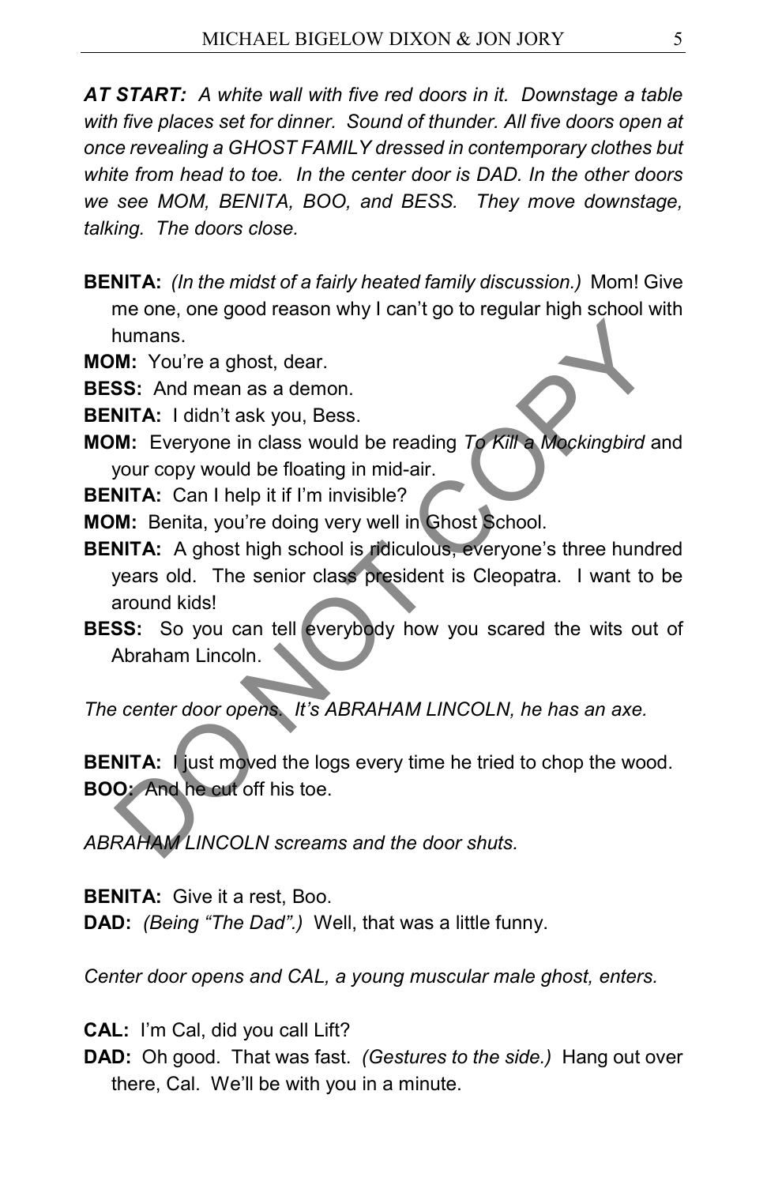***AT START:*** *A white wall with five red doors in it. Downstage a table with five places set for dinner. Sound of thunder. All five doors open at once revealing a GHOST FAMILY dressed in contemporary clothes but white from head to toe. In the center door is DAD. In the other doors we see MOM, BENITA, BOO, and BESS. They move downstage, talking. The doors close.*

**BENITA:** *(In the midst of a fairly heated family discussion.)* Mom! Give me one, one good reason why I can't go to regular high school with humans.

**MOM:** You're a ghost, dear.

**BESS:** And mean as a demon.

**BENITA:** I didn't ask you, Bess.

**MOM:** Everyone in class would be reading *To Kill a Mockingbird* and your copy would be floating in mid-air.

**BENITA:** Can I help it if I'm invisible?

**MOM:** Benita, you're doing very well in Ghost School.

**BENITA:** A ghost high school is ridiculous, everyone's three hundred years old. The senior class president is Cleopatra. I want to be around kids!

**BESS:** So you can tell everybody how you scared the wits out of Abraham Lincoln.

*The center door opens. It's ABRAHAM LINCOLN, he has an axe.*

**BENITA:** I just moved the logs every time he tried to chop the wood.

**BOO:** And he cut off his toe.

*ABRAHAM LINCOLN screams and the door shuts.*

**BENITA:** Give it a rest, Boo.

**DAD:** *(Being "The Dad".)* Well, that was a little funny.

*Center door opens and CAL, a young muscular male ghost, enters.*

**CAL:** I'm Cal, did you call Lift?

**DAD:** Oh good. That was fast. *(Gestures to the side.)* Hang out over there, Cal. We'll be with you in a minute.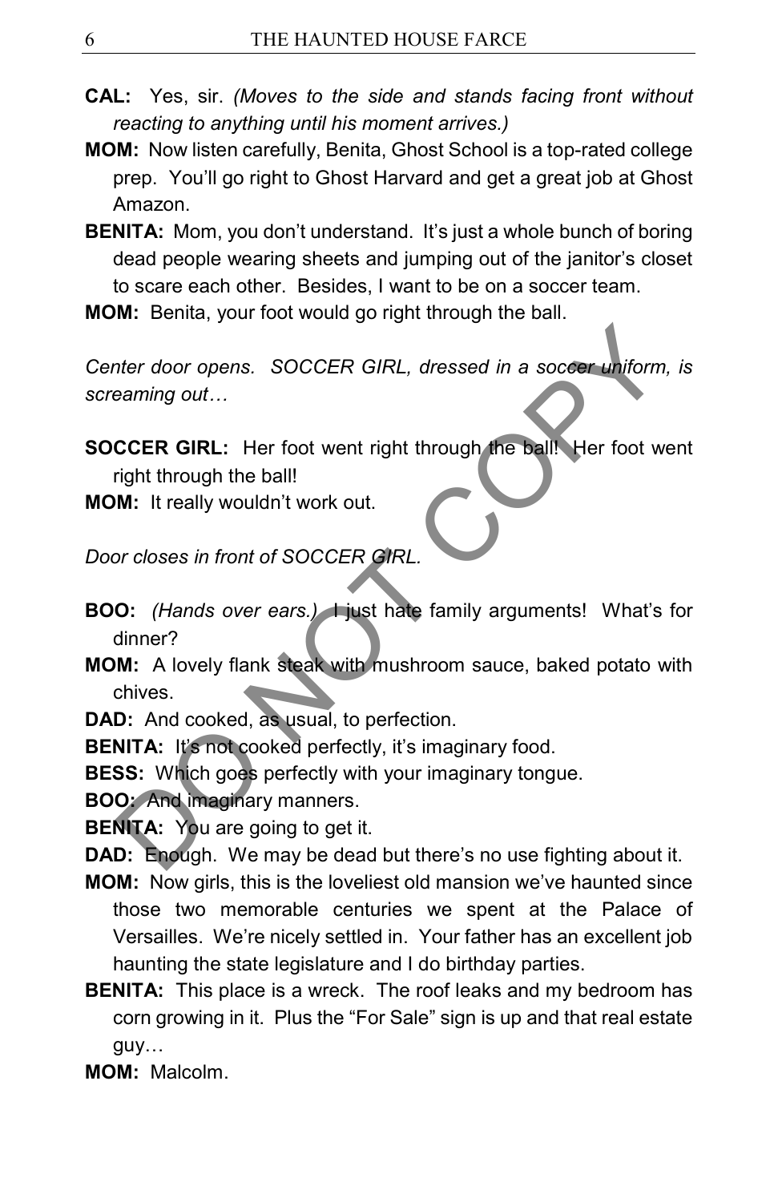**CAL:** Yes, sir. *(Moves to the side and stands facing front without reacting to anything until his moment arrives.)*

**MOM:** Now listen carefully, Benita, Ghost School is a top-rated college prep. You'll go right to Ghost Harvard and get a great job at Ghost Amazon.

**BENITA:** Mom, you don't understand. It's just a whole bunch of boring dead people wearing sheets and jumping out of the janitor's closet to scare each other. Besides, I want to be on a soccer team.

**MOM:** Benita, your foot would go right through the ball.

*Center door opens. SOCCER GIRL, dressed in a soccer uniform, is screaming out…*

**SOCCER GIRL:** Her foot went right through the ball! Her foot went right through the ball!

**MOM:** It really wouldn't work out.

*Door closes in front of SOCCER GIRL.*

**BOO:** *(Hands over ears.)* I just hate family arguments! What's for dinner?

**MOM:** A lovely flank steak with mushroom sauce, baked potato with chives.

**DAD:** And cooked, as usual, to perfection.

**BENITA:** It's not cooked perfectly, it's imaginary food.

**BESS:** Which goes perfectly with your imaginary tongue.

**BOO:** And imaginary manners.

**BENITA:** You are going to get it.

**DAD:** Enough. We may be dead but there's no use fighting about it.

**MOM:** Now girls, this is the loveliest old mansion we've haunted since those two memorable centuries we spent at the Palace of Versailles. We're nicely settled in. Your father has an excellent job haunting the state legislature and I do birthday parties.

**BENITA:** This place is a wreck. The roof leaks and my bedroom has corn growing in it. Plus the "For Sale" sign is up and that real estate guy…

**MOM:** Malcolm.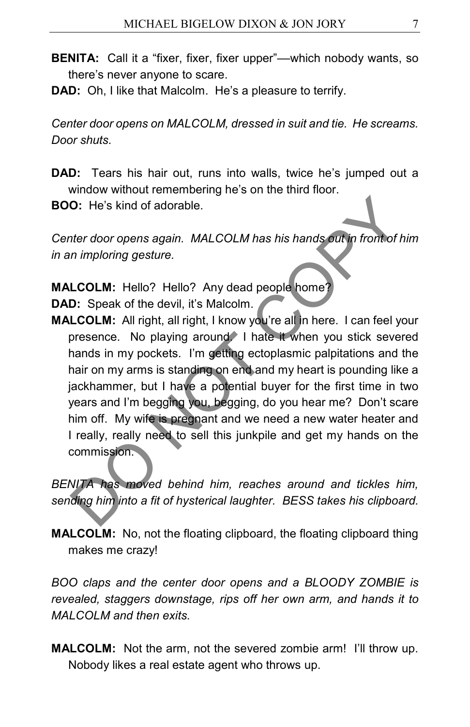**BENITA:** Call it a "fixer, fixer, fixer upper"—which nobody wants, so there's never anyone to scare.

**DAD:** Oh, I like that Malcolm. He's a pleasure to terrify.

*Center door opens on MALCOLM, dressed in suit and tie. He screams. Door shuts.*

**DAD:** Tears his hair out, runs into walls, twice he's jumped out a window without remembering he's on the third floor.

**BOO:** He's kind of adorable.

*Center door opens again. MALCOLM has his hands out in front of him in an imploring gesture.*

**MALCOLM:** Hello? Hello? Any dead people home?

**DAD:** Speak of the devil, it's Malcolm.

**MALCOLM:** All right, all right, I know you're all in here. I can feel your presence. No playing around. I hate it when you stick severed hands in my pockets. I'm getting ectoplasmic palpitations and the hair on my arms is standing on end and my heart is pounding like a jackhammer, but I have a potential buyer for the first time in two years and I'm begging you, begging, do you hear me? Don't scare him off. My wife is pregnant and we need a new water heater and I really, really need to sell this junkpile and get my hands on the commission.

*BENITA has moved behind him, reaches around and tickles him, sending him into a fit of hysterical laughter. BESS takes his clipboard.*

**MALCOLM:** No, not the floating clipboard, the floating clipboard thing makes me crazy!

*BOO claps and the center door opens and a BLOODY ZOMBIE is revealed, staggers downstage, rips off her own arm, and hands it to MALCOLM and then exits.*

**MALCOLM:** Not the arm, not the severed zombie arm! I'll throw up. Nobody likes a real estate agent who throws up.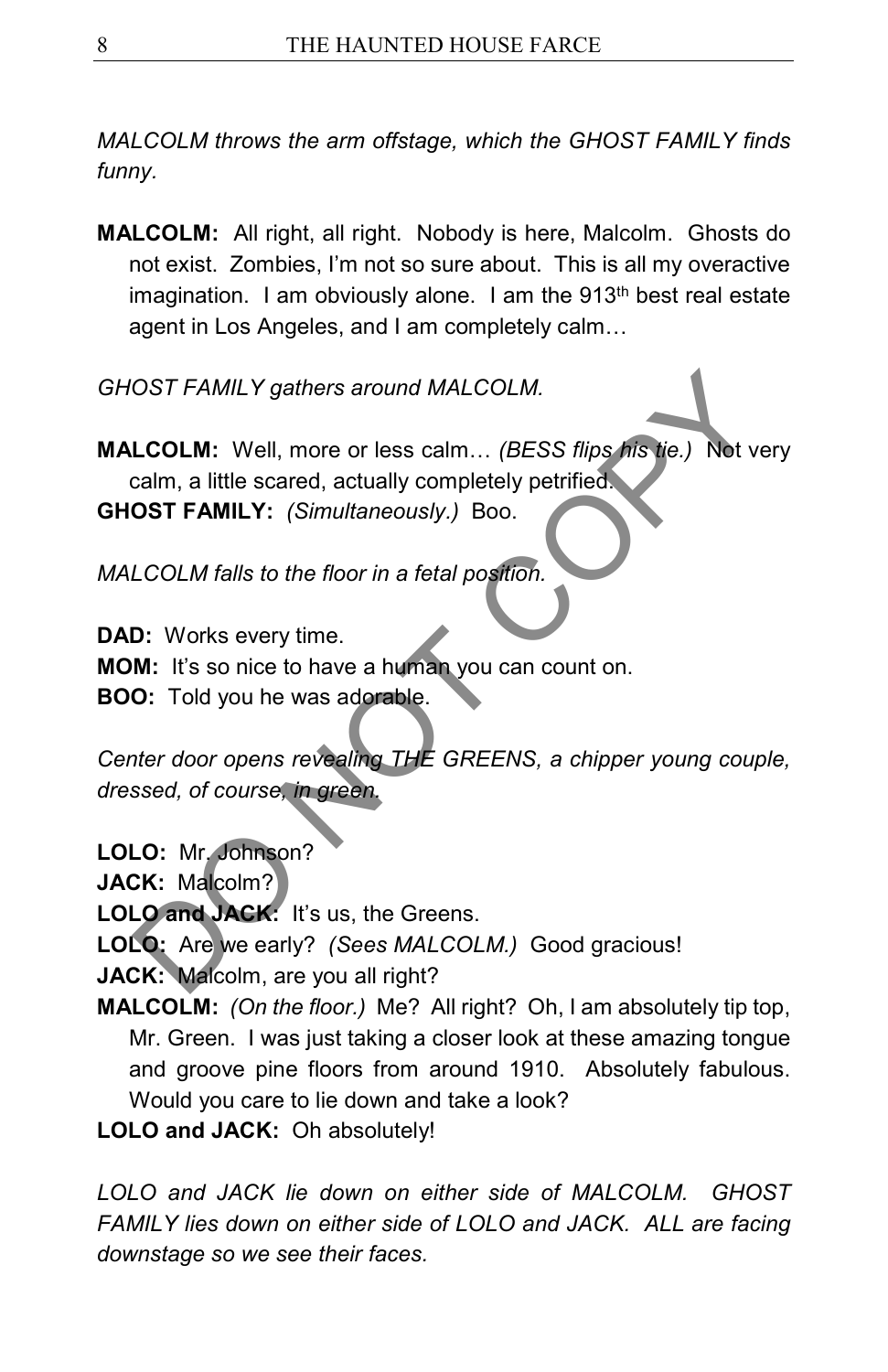*MALCOLM throws the arm offstage, which the GHOST FAMILY finds funny.*

**MALCOLM:** All right, all right. Nobody is here, Malcolm. Ghosts do not exist. Zombies, I'm not so sure about. This is all my overactive imagination. I am obviously alone. I am the 913th best real estate agent in Los Angeles, and I am completely calm…

*GHOST FAMILY gathers around MALCOLM.*

**MALCOLM:** Well, more or less calm… *(BESS flips his tie.)* Not very calm, a little scared, actually completely petrified.

**GHOST FAMILY:** *(Simultaneously.)* Boo.

*MALCOLM falls to the floor in a fetal position.*

**DAD:** Works every time.

**MOM:** It's so nice to have a human you can count on.

**BOO:** Told you he was adorable.

*Center door opens revealing THE GREENS, a chipper young couple, dressed, of course, in green.*

**LOLO:** Mr. Johnson?

**JACK:** Malcolm?

**LOLO and JACK:** It's us, the Greens.

**LOLO:** Are we early? *(Sees MALCOLM.)* Good gracious!

**JACK:** Malcolm, are you all right?

**MALCOLM:** *(On the floor.)* Me? All right? Oh, I am absolutely tip top, Mr. Green. I was just taking a closer look at these amazing tongue and groove pine floors from around 1910. Absolutely fabulous. Would you care to lie down and take a look?

**LOLO and JACK:** Oh absolutely!

*LOLO and JACK lie down on either side of MALCOLM. GHOST FAMILY lies down on either side of LOLO and JACK. ALL are facing downstage so we see their faces.*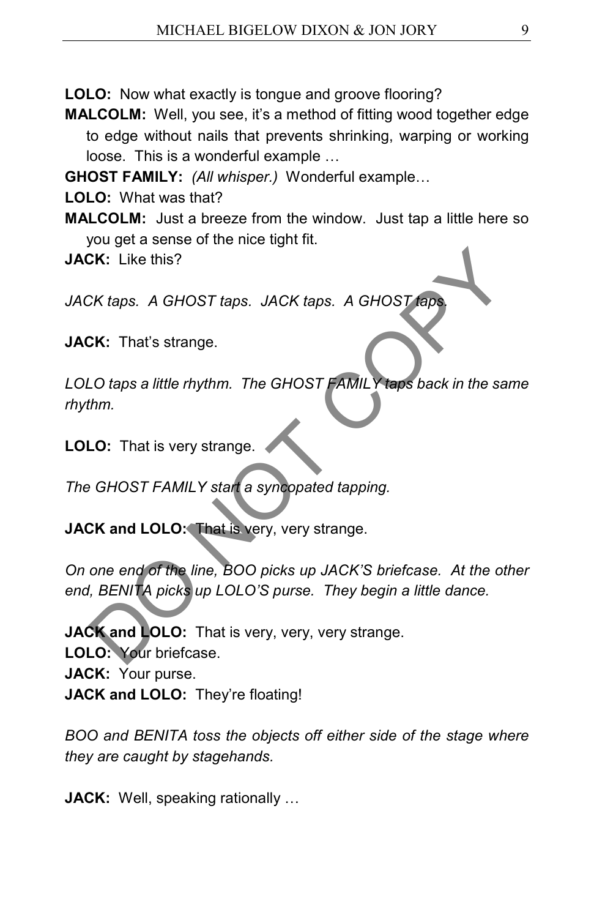**LOLO:** Now what exactly is tongue and groove flooring?

**MALCOLM:** Well, you see, it's a method of fitting wood together edge to edge without nails that prevents shrinking, warping or working loose. This is a wonderful example …

**GHOST FAMILY:** *(All whisper.)* Wonderful example…

**LOLO:** What was that?

**MALCOLM:** Just a breeze from the window. Just tap a little here so you get a sense of the nice tight fit.

**JACK:** Like this?

*JACK taps. A GHOST taps. JACK taps. A GHOST taps.*

**JACK:** That's strange.

*LOLO taps a little rhythm. The GHOST FAMILY taps back in the same rhythm.*

**LOLO:** That is very strange.

*The GHOST FAMILY start a syncopated tapping.*

**JACK and LOLO:** That is very, very strange.

*On one end of the line, BOO picks up JACK'S briefcase. At the other end, BENITA picks up LOLO'S purse. They begin a little dance.*

**JACK and LOLO:** That is very, very, very strange.

**LOLO:** Your briefcase.

**JACK:** Your purse.

**JACK and LOLO:** They're floating!

*BOO and BENITA toss the objects off either side of the stage where they are caught by stagehands.*

**JACK:** Well, speaking rationally …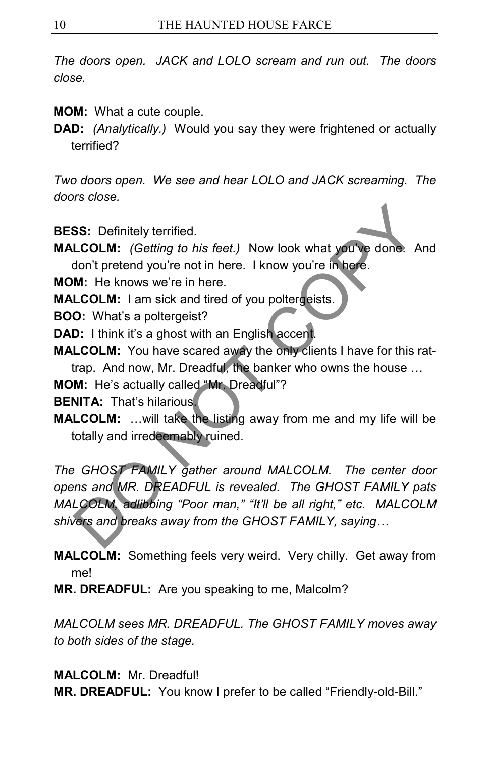*The doors open. JACK and LOLO scream and run out. The doors close.*

**MOM:** What a cute couple.

**DAD:** *(Analytically.)* Would you say they were frightened or actually terrified?

*Two doors open. We see and hear LOLO and JACK screaming. The doors close.*

**BESS:** Definitely terrified.

**MALCOLM:** *(Getting to his feet.)* Now look what you've done. And don't pretend you're not in here. I know you're in here.

**MOM:** He knows we're in here.

**MALCOLM:** I am sick and tired of you poltergeists.

**BOO:** What's a poltergeist?

**DAD:** I think it's a ghost with an English accent.

**MALCOLM:** You have scared away the only clients I have for this rat-trap. And now, Mr. Dreadful, the banker who owns the house …

**MOM:** He's actually called "Mr. Dreadful"?

**BENITA:** That's hilarious.

**MALCOLM:** …will take the listing away from me and my life will be totally and irredeemably ruined.

*The GHOST FAMILY gather around MALCOLM. The center door opens and MR. DREADFUL is revealed. The GHOST FAMILY pats MALCOLM, adlibbing "Poor man," "It'll be all right," etc. MALCOLM shivers and breaks away from the GHOST FAMILY, saying…*

**MALCOLM:** Something feels very weird. Very chilly. Get away from me!

**MR. DREADFUL:** Are you speaking to me, Malcolm?

*MALCOLM sees MR. DREADFUL. The GHOST FAMILY moves away to both sides of the stage.*

**MALCOLM:** Mr. Dreadful!

**MR. DREADFUL:** You know I prefer to be called "Friendly-old-Bill."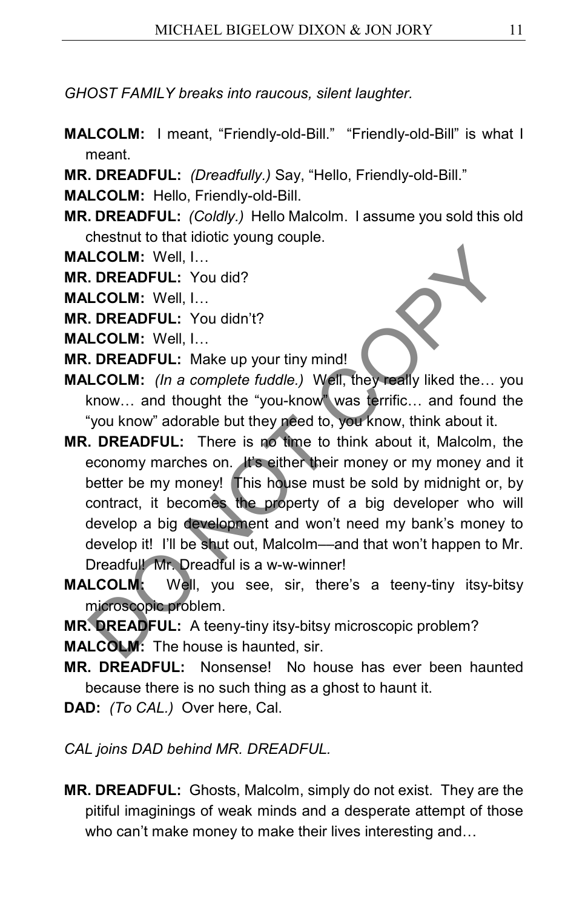*GHOST FAMILY breaks into raucous, silent laughter.*

**MALCOLM:** I meant, "Friendly-old-Bill." "Friendly-old-Bill" is what I meant.

**MR. DREADFUL:** *(Dreadfully.)* Say, "Hello, Friendly-old-Bill."

**MALCOLM:** Hello, Friendly-old-Bill.

**MR. DREADFUL:** *(Coldly.)* Hello Malcolm. I assume you sold this old chestnut to that idiotic young couple.

**MALCOLM:** Well, I…

**MR. DREADFUL:** You did?

**MALCOLM:** Well, I…

**MR. DREADFUL:** You didn't?

**MALCOLM:** Well, I…

**MR. DREADFUL:** Make up your tiny mind!

**MALCOLM:** *(In a complete fuddle.)* Well, they really liked the… you know… and thought the "you-know" was terrific… and found the "you know" adorable but they need to, you know, think about it.

**MR. DREADFUL:** There is no time to think about it, Malcolm, the economy marches on. It's either their money or my money and it better be my money! This house must be sold by midnight or, by contract, it becomes the property of a big developer who will develop a big development and won't need my bank's money to develop it! I'll be shut out, Malcolm—and that won't happen to Mr. Dreadful! Mr. Dreadful is a w-w-winner!

**MALCOLM:** Well, you see, sir, there's a teeny-tiny itsy-bitsy microscopic problem.

**MR. DREADFUL:** A teeny-tiny itsy-bitsy microscopic problem?

**MALCOLM:** The house is haunted, sir.

**MR. DREADFUL:** Nonsense! No house has ever been haunted because there is no such thing as a ghost to haunt it.

**DAD:** *(To CAL.)* Over here, Cal.

*CAL joins DAD behind MR. DREADFUL.*

**MR. DREADFUL:** Ghosts, Malcolm, simply do not exist. They are the pitiful imaginings of weak minds and a desperate attempt of those who can't make money to make their lives interesting and…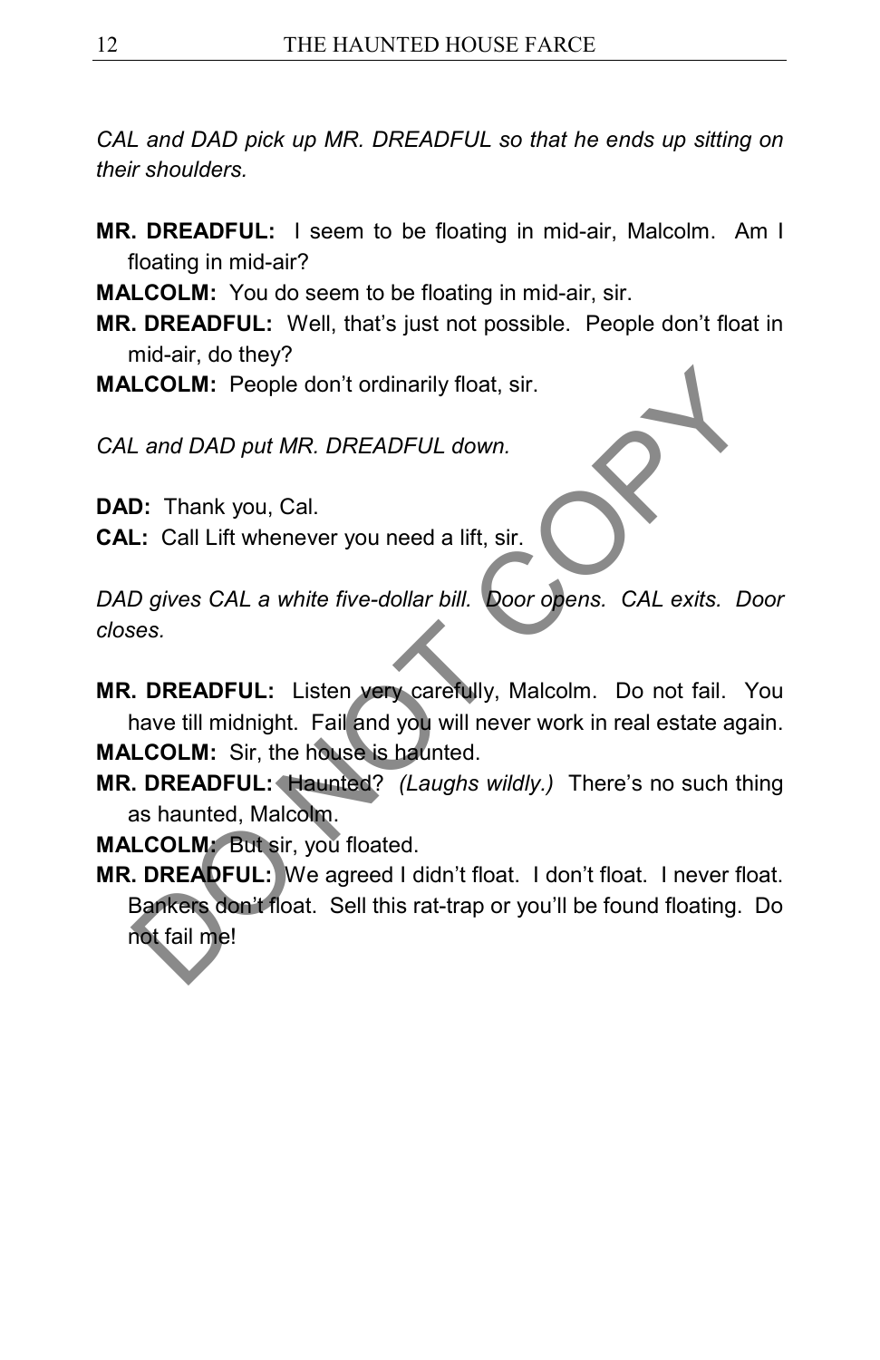*CAL and DAD pick up MR. DREADFUL so that he ends up sitting on their shoulders.*

**MR. DREADFUL:** I seem to be floating in mid-air, Malcolm. Am I floating in mid-air?

**MALCOLM:** You do seem to be floating in mid-air, sir.

**MR. DREADFUL:** Well, that's just not possible. People don't float in mid-air, do they?

**MALCOLM:** People don't ordinarily float, sir.

*CAL and DAD put MR. DREADFUL down.*

**DAD:** Thank you, Cal.

**CAL:** Call Lift whenever you need a lift, sir.

*DAD gives CAL a white five-dollar bill. Door opens. CAL exits. Door closes.*

**MR. DREADFUL:** Listen very carefully, Malcolm. Do not fail. You have till midnight. Fail and you will never work in real estate again.

**MALCOLM:** Sir, the house is haunted.

**MR. DREADFUL:** Haunted? *(Laughs wildly.)* There's no such thing as haunted, Malcolm.

**MALCOLM:** But sir, you floated.

**MR. DREADFUL:** We agreed I didn't float. I don't float. I never float. Bankers don't float. Sell this rat-trap or you'll be found floating. Do not fail me!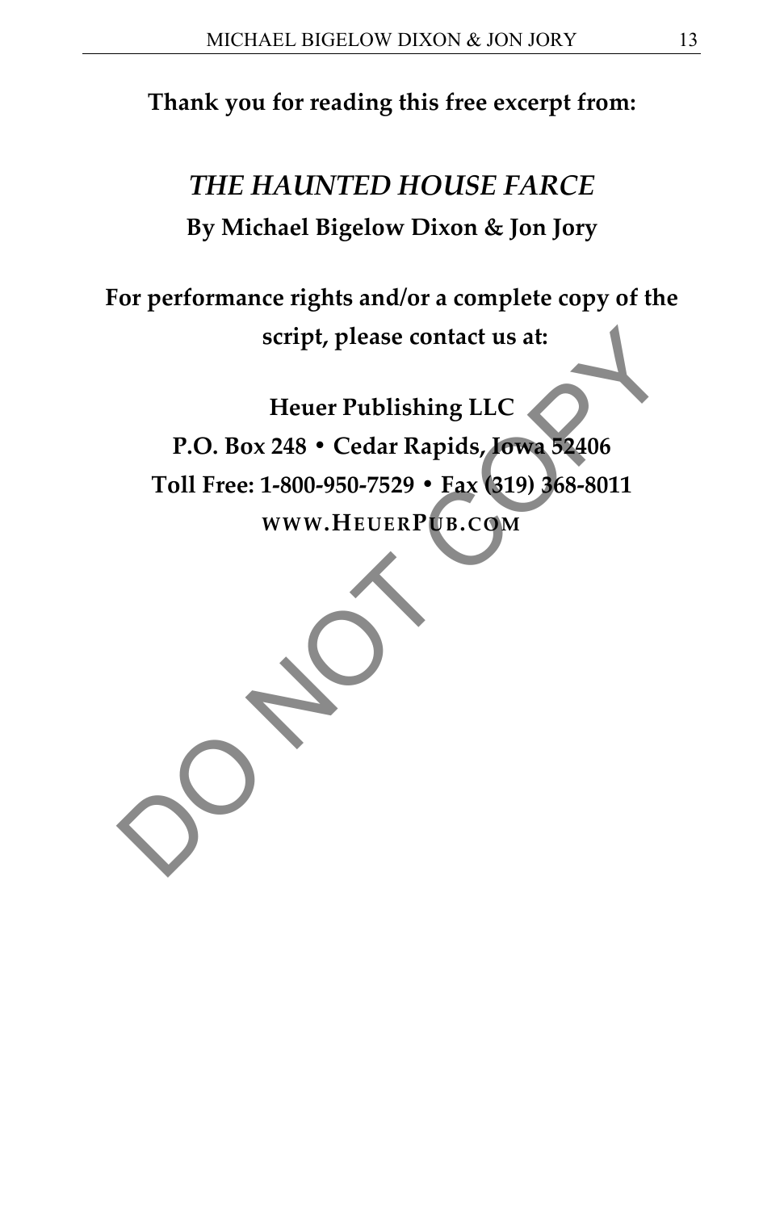**Thank you for reading this free excerpt from:**

## *THE HAUNTED HOUSE FARCE*

**By Michael Bigelow Dixon & Jon Jory**

**For performance rights and/or a complete copy of the script, please contact us at:**

**Heuer Publishing LLC**

**P.O. Box 248 • Cedar Rapids, Iowa 52406**

**Toll Free: 1-800-950-7529 • Fax (319) 368-8011**

**WWW.HEUERPUB.COM**

DO NOT COPY